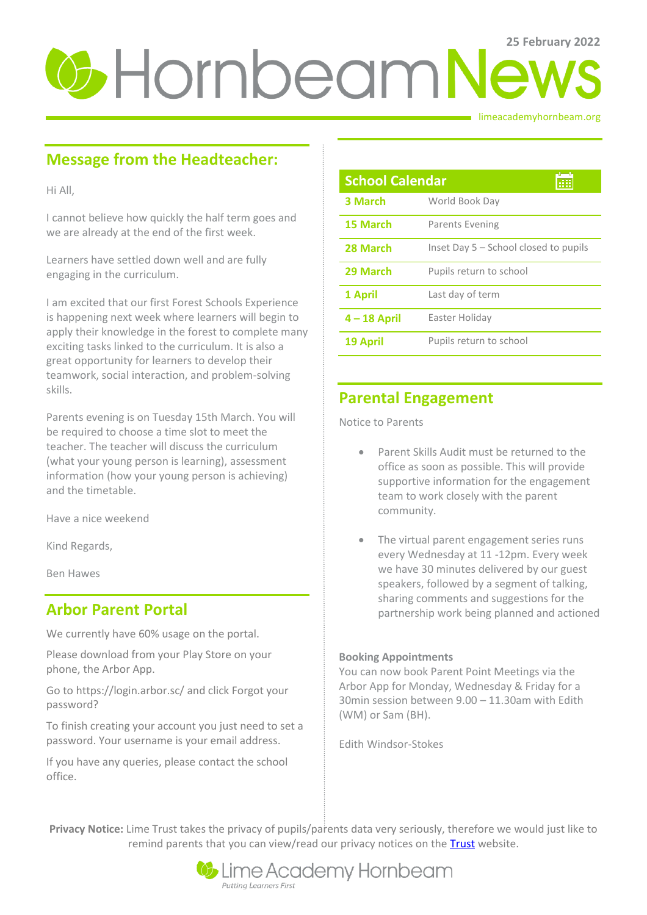25 February 2022

# Hornbeam News

limeacademyhornbeam.org

## Message from the Headteacher:

Hi All,

I cannot believe how quickly the half term goes and we are already at the end of the first week.

Learners have settled down well and are fully engaging in the curriculum.

I am excited that our first Forest Schools Experience is happening next week where learners will begin to apply their knowledge in the forest to complete many exciting tasks linked to the curriculum. It is also a great opportunity for learners to develop their teamwork, social interaction, and problem-solving skills.

Parents evening is on Tuesday 15th March. You will be required to choose a time slot to meet the teacher. The teacher will discuss the curriculum (what your young person is learning), assessment information (how your young person is achieving) and the timetable.

Have a nice weekend

Kind Regards,

Ben Hawes

## Arbor Parent Portal

We currently have 60% usage on the portal.

Please download from your Play Store on your phone, the Arbor App.

Go to https://login.arbor.sc/ and click Forgot your password?

To finish creating your account you just need to set a password. Your username is your email address.

If you have any queries, please contact the school office.

## School Calendar

| Date | Event |
|---|---|
| **3 March** | World Book Day |
| **15 March** | Parents Evening |
| **28 March** | Inset Day 5 – School closed to pupils |
| **29 March** | Pupils return to school |
| **1 April** | Last day of term |
| **4 – 18 April** | Easter Holiday |
| **19 April** | Pupils return to school |

## Parental Engagement

Notice to Parents

- Parent Skills Audit must be returned to the office as soon as possible. This will provide supportive information for the engagement team to work closely with the parent community.
- The virtual parent engagement series runs every Wednesday at 11 -12pm. Every week we have 30 minutes delivered by our guest speakers, followed by a segment of talking, sharing comments and suggestions for the partnership work being planned and actioned

**Booking Appointments**

You can now book Parent Point Meetings via the Arbor App for Monday, Wednesday & Friday for a 30min session between 9.00 – 11.30am with Edith (WM) or Sam (BH).

Edith Windsor-Stokes

**Privacy Notice:** Lime Trust takes the privacy of pupils/parents data very seriously, therefore we would just like to remind parents that you can view/read our privacy notices on the Trust website.

Lime Academy Hornbeam

*Putting Learners First*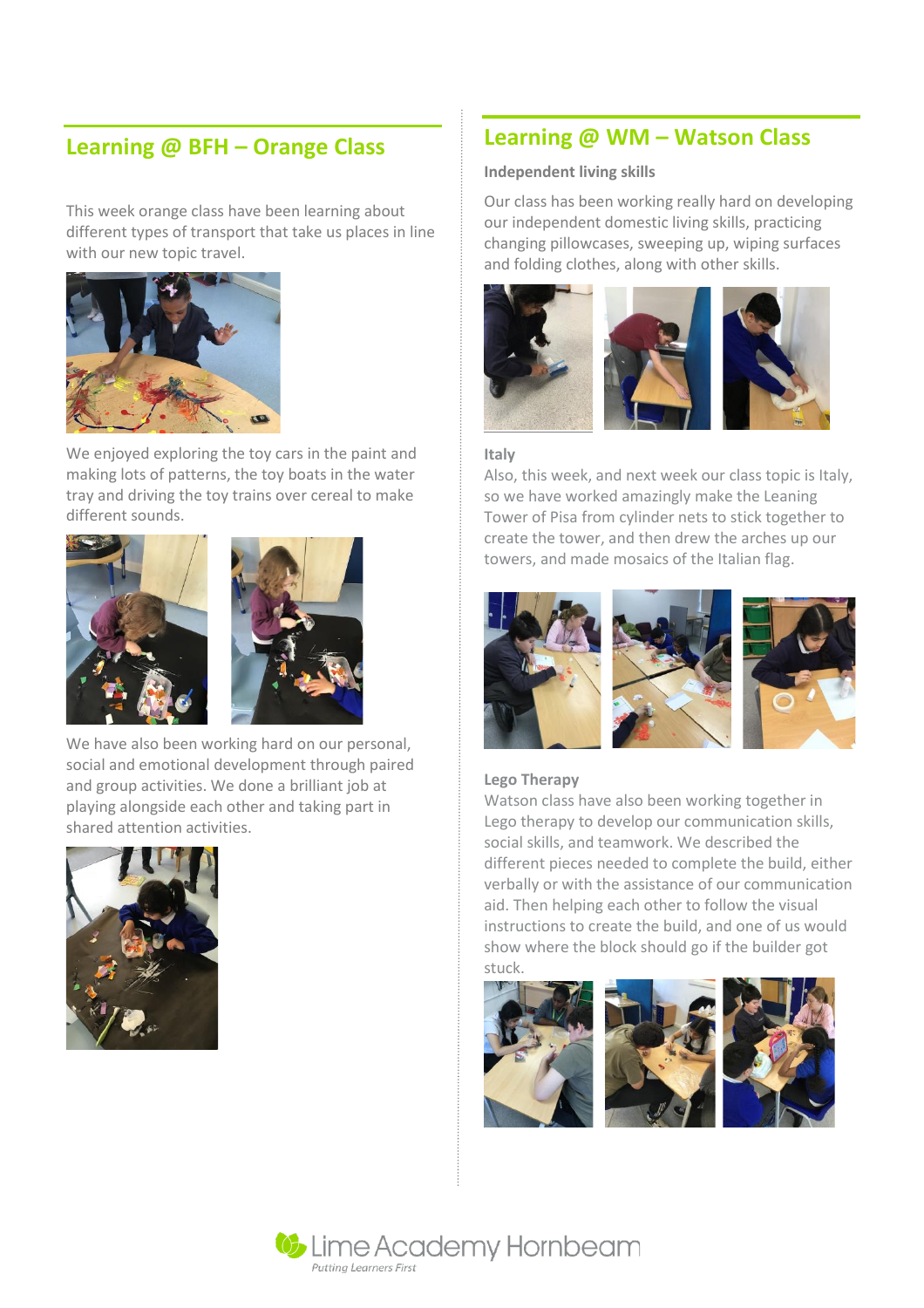## Learning @ BFH – Orange Class

This week orange class have been learning about different types of transport that take us places in line with our new topic travel.

We enjoyed exploring the toy cars in the paint and making lots of patterns, the toy boats in the water tray and driving the toy trains over cereal to make different sounds.

We have also been working hard on our personal, social and emotional development through paired and group activities. We done a brilliant job at playing alongside each other and taking part in shared attention activities.

## Learning @ WM – Watson Class

**Independent living skills**

Our class has been working really hard on developing our independent domestic living skills, practicing changing pillowcases, sweeping up, wiping surfaces and folding clothes, along with other skills.

**Italy**

Also, this week, and next week our class topic is Italy, so we have worked amazingly make the Leaning Tower of Pisa from cylinder nets to stick together to create the tower, and then drew the arches up our towers, and made mosaics of the Italian flag.

**Lego Therapy**

Watson class have also been working together in Lego therapy to develop our communication skills, social skills, and teamwork. We described the different pieces needed to complete the build, either verbally or with the assistance of our communication aid. Then helping each other to follow the visual instructions to create the build, and one of us would show where the block should go if the builder got stuck.